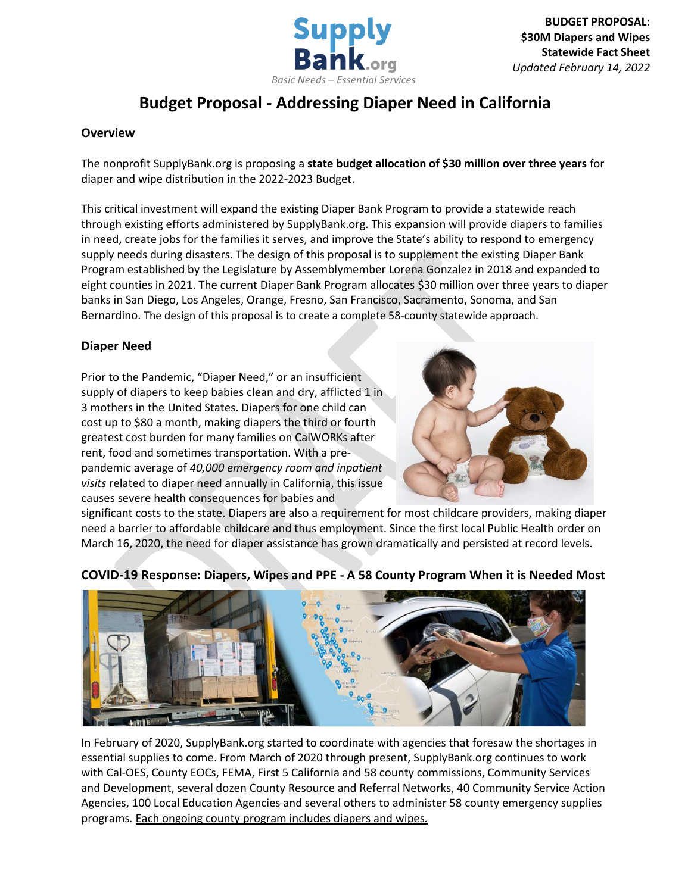Supply Bank.org
*Basic Needs – Essential Services*

**BUDGET PROPOSAL: $30M Diapers and Wipes Statewide Fact Sheet**
*Updated February 14, 2022*

# Budget Proposal - Addressing Diaper Need in California

## Overview

The nonprofit SupplyBank.org is proposing a **state budget allocation of $30 million over three years** for diaper and wipe distribution in the 2022-2023 Budget.

This critical investment will expand the existing Diaper Bank Program to provide a statewide reach through existing efforts administered by SupplyBank.org. This expansion will provide diapers to families in need, create jobs for the families it serves, and improve the State's ability to respond to emergency supply needs during disasters. The design of this proposal is to supplement the existing Diaper Bank Program established by the Legislature by Assemblymember Lorena Gonzalez in 2018 and expanded to eight counties in 2021. The current Diaper Bank Program allocates $30 million over three years to diaper banks in San Diego, Los Angeles, Orange, Fresno, San Francisco, Sacramento, Sonoma, and San Bernardino. The design of this proposal is to create a complete 58-county statewide approach.

## Diaper Need

Prior to the Pandemic, "Diaper Need," or an insufficient supply of diapers to keep babies clean and dry, afflicted 1 in 3 mothers in the United States. Diapers for one child can cost up to $80 a month, making diapers the third or fourth greatest cost burden for many families on CalWORKs after rent, food and sometimes transportation. With a pre-pandemic average of *40,000 emergency room and inpatient visits* related to diaper need annually in California, this issue causes severe health consequences for babies and significant costs to the state. Diapers are also a requirement for most childcare providers, making diaper need a barrier to affordable childcare and thus employment. Since the first local Public Health order on March 16, 2020, the need for diaper assistance has grown dramatically and persisted at record levels.

## COVID-19 Response: Diapers, Wipes and PPE - A 58 County Program When it is Needed Most

In February of 2020, SupplyBank.org started to coordinate with agencies that foresaw the shortages in essential supplies to come. From March of 2020 through present, SupplyBank.org continues to work with Cal-OES, County EOCs, FEMA, First 5 California and 58 county commissions, Community Services and Development, several dozen County Resource and Referral Networks, 40 Community Service Action Agencies, 100 Local Education Agencies and several others to administer 58 county emergency supplies programs. Each ongoing county program includes diapers and wipes.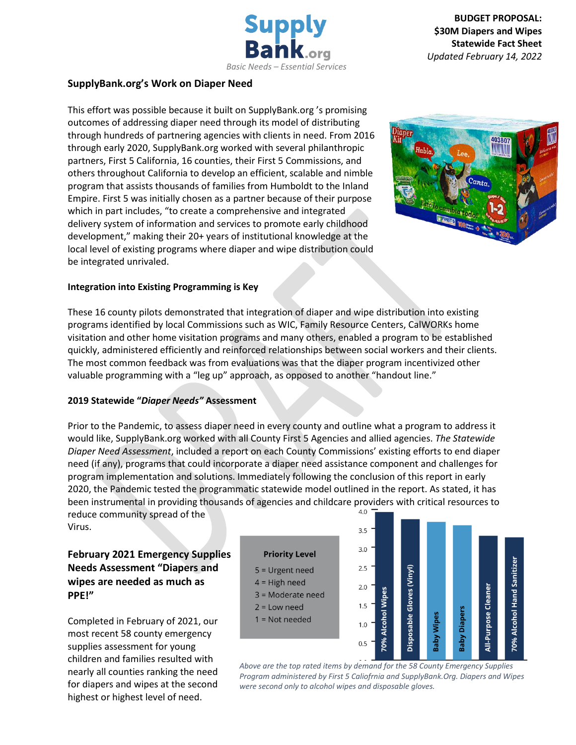**BUDGET PROPOSAL:**
**$30M Diapers and Wipes**
**Statewide Fact Sheet**
*Updated February 14, 2022*

## SupplyBank.org's Work on Diaper Need

This effort was possible because it built on SupplyBank.org 's promising outcomes of addressing diaper need through its model of distributing through hundreds of partnering agencies with clients in need. From 2016 through early 2020, SupplyBank.org worked with several philanthropic partners, First 5 California, 16 counties, their First 5 Commissions, and others throughout California to develop an efficient, scalable and nimble program that assists thousands of families from Humboldt to the Inland Empire. First 5 was initially chosen as a partner because of their purpose which in part includes, "to create a comprehensive and integrated delivery system of information and services to promote early childhood development," making their 20+ years of institutional knowledge at the local level of existing programs where diaper and wipe distribution could be integrated unrivaled.

### Integration into Existing Programming is Key

These 16 county pilots demonstrated that integration of diaper and wipe distribution into existing programs identified by local Commissions such as WIC, Family Resource Centers, CalWORKs home visitation and other home visitation programs and many others, enabled a program to be established quickly, administered efficiently and reinforced relationships between social workers and their clients. The most common feedback was from evaluations was that the diaper program incentivized other valuable programming with a "leg up" approach, as opposed to another "handout line."

### 2019 Statewide "*Diaper Needs*" Assessment

Prior to the Pandemic, to assess diaper need in every county and outline what a program to address it would like, SupplyBank.org worked with all County First 5 Agencies and allied agencies. *The Statewide Diaper Need Assessment*, included a report on each County Commissions' existing efforts to end diaper need (if any), programs that could incorporate a diaper need assistance component and challenges for program implementation and solutions. Immediately following the conclusion of this report in early 2020, the Pandemic tested the programmatic statewide model outlined in the report. As stated, it has been instrumental in providing thousands of agencies and childcare providers with critical resources to reduce community spread of the Virus.

## February 2021 Emergency Supplies Needs Assessment "Diapers and wipes are needed as much as PPE!"

Completed in February of 2021, our most recent 58 county emergency supplies assessment for young children and families resulted with nearly all counties ranking the need for diapers and wipes at the second highest or highest level of need.

**Priority Level**

- 5 = Urgent need
- 4 = High need
- 3 = Moderate need
- 2 = Low need
- 1 = Not needed

| Item | Approximate rating |
|---|---|
| 70% Alcohol Wipes | 3.9 |
| Disposable Gloves (Vinyl) | 3.75 |
| Baby Wipes | 3.65 |
| Baby Diapers | 3.6 |
| All-Purpose Cleaner | 3.3 |
| 70% Alcohol Hand Sanitizer | 3.25 |

*Above are the top rated items by demand for the 58 County Emergency Supplies Program administered by First 5 Caliofrnia and SupplyBank.Org. Diapers and Wipes were second only to alcohol wipes and disposable gloves.*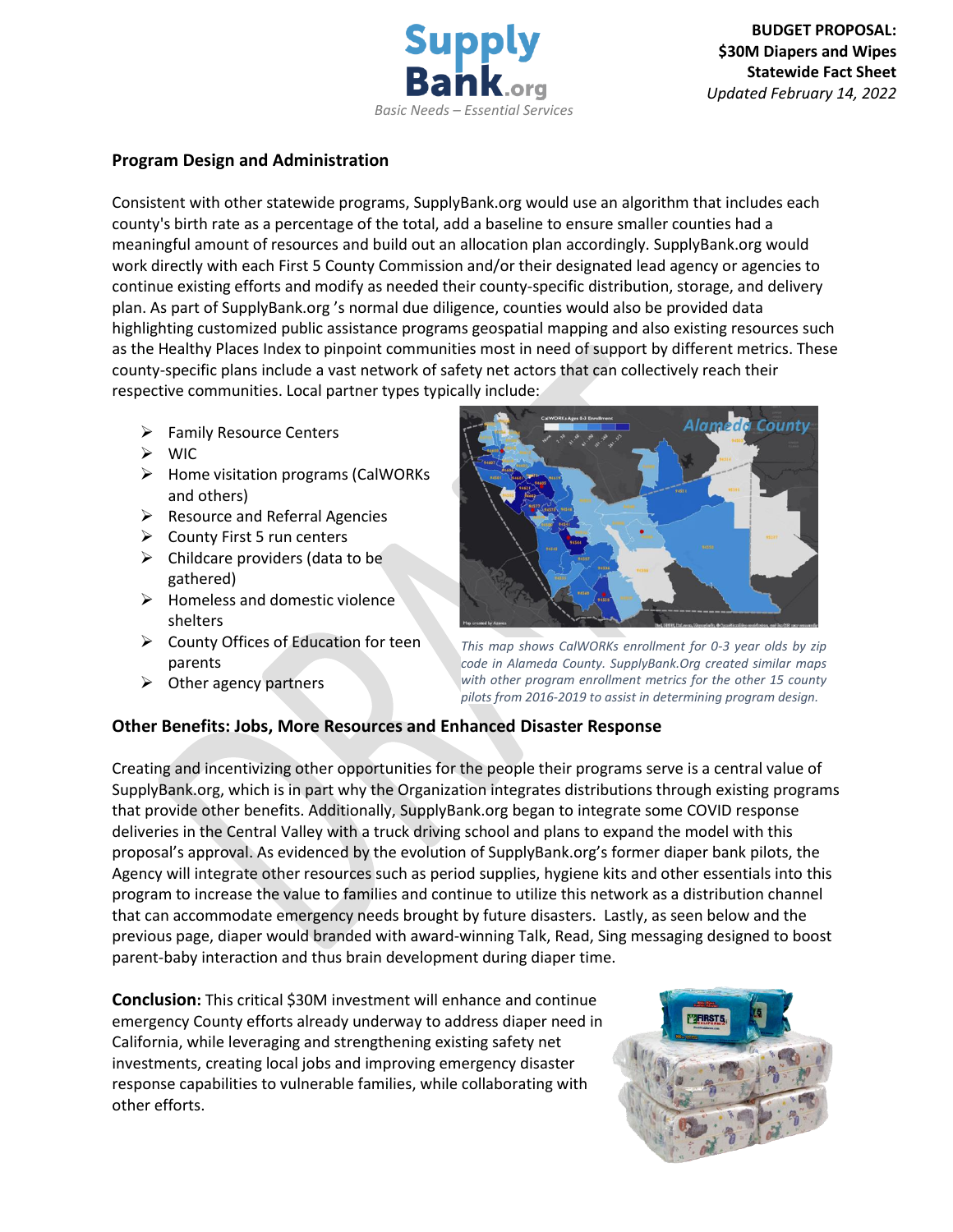**BUDGET PROPOSAL: $30M Diapers and Wipes Statewide Fact Sheet**
*Updated February 14, 2022*

## Program Design and Administration

Consistent with other statewide programs, SupplyBank.org would use an algorithm that includes each county's birth rate as a percentage of the total, add a baseline to ensure smaller counties had a meaningful amount of resources and build out an allocation plan accordingly. SupplyBank.org would work directly with each First 5 County Commission and/or their designated lead agency or agencies to continue existing efforts and modify as needed their county-specific distribution, storage, and delivery plan. As part of SupplyBank.org 's normal due diligence, counties would also be provided data highlighting customized public assistance programs geospatial mapping and also existing resources such as the Healthy Places Index to pinpoint communities most in need of support by different metrics. These county-specific plans include a vast network of safety net actors that can collectively reach their respective communities. Local partner types typically include:

- Family Resource Centers
- WIC
- Home visitation programs (CalWORKs and others)
- Resource and Referral Agencies
- County First 5 run centers
- Childcare providers (data to be gathered)
- Homeless and domestic violence shelters
- County Offices of Education for teen parents
- Other agency partners

*This map shows CalWORKs enrollment for 0-3 year olds by zip code in Alameda County. SupplyBank.Org created similar maps with other program enrollment metrics for the other 15 county pilots from 2016-2019 to assist in determining program design.*

## Other Benefits: Jobs, More Resources and Enhanced Disaster Response

Creating and incentivizing other opportunities for the people their programs serve is a central value of SupplyBank.org, which is in part why the Organization integrates distributions through existing programs that provide other benefits. Additionally, SupplyBank.org began to integrate some COVID response deliveries in the Central Valley with a truck driving school and plans to expand the model with this proposal's approval. As evidenced by the evolution of SupplyBank.org's former diaper bank pilots, the Agency will integrate other resources such as period supplies, hygiene kits and other essentials into this program to increase the value to families and continue to utilize this network as a distribution channel that can accommodate emergency needs brought by future disasters. Lastly, as seen below and the previous page, diaper would branded with award-winning Talk, Read, Sing messaging designed to boost parent-baby interaction and thus brain development during diaper time.

**Conclusion:** This critical $30M investment will enhance and continue emergency County efforts already underway to address diaper need in California, while leveraging and strengthening existing safety net investments, creating local jobs and improving emergency disaster response capabilities to vulnerable families, while collaborating with other efforts.